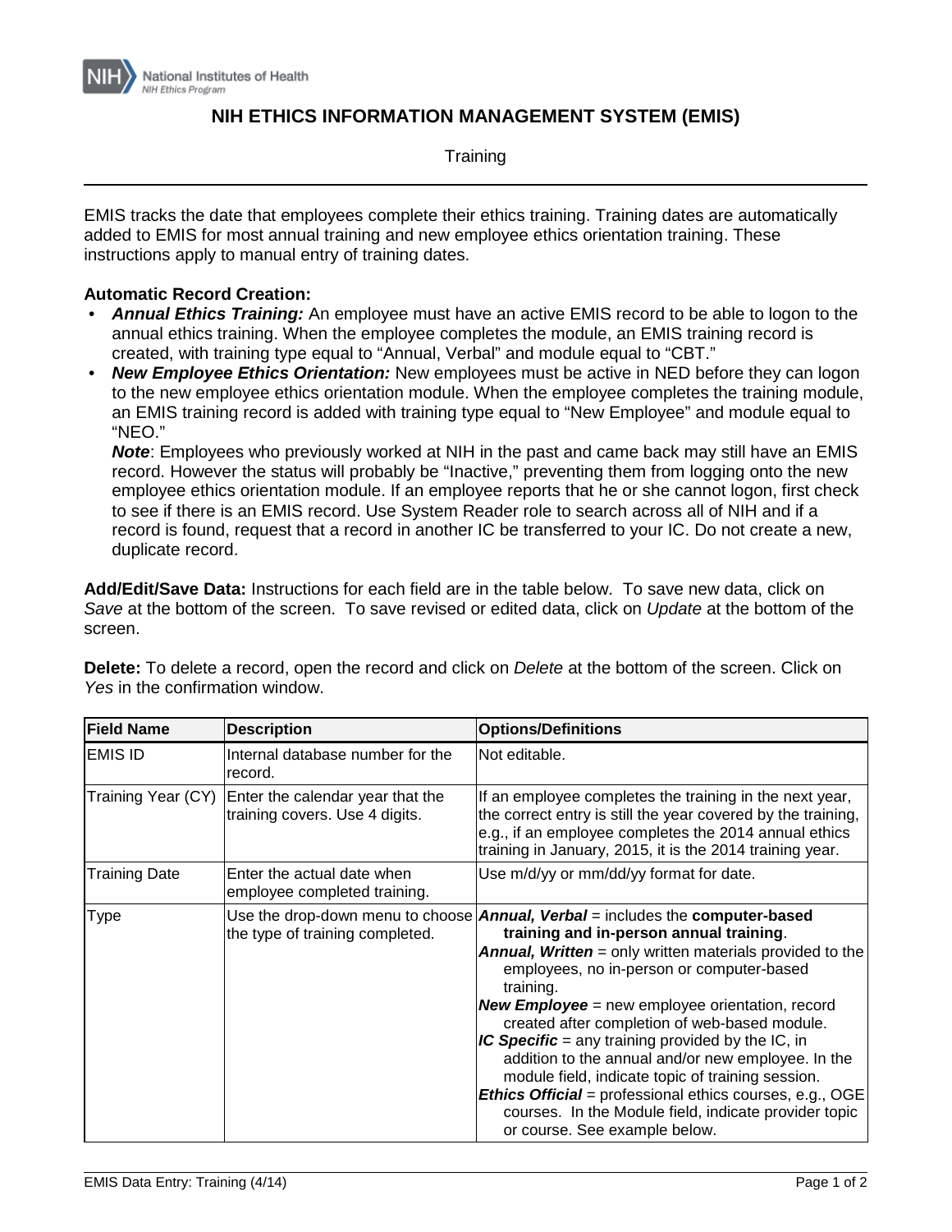National Institutes of Health
*NIH Ethics Program*

# NIH ETHICS INFORMATION MANAGEMENT SYSTEM (EMIS)

Training

EMIS tracks the date that employees complete their ethics training. Training dates are automatically added to EMIS for most annual training and new employee ethics orientation training. These instructions apply to manual entry of training dates.

**Automatic Record Creation:**

- ***Annual Ethics Training:*** An employee must have an active EMIS record to be able to logon to the annual ethics training. When the employee completes the module, an EMIS training record is created, with training type equal to “Annual, Verbal” and module equal to “CBT.”
- ***New Employee Ethics Orientation:*** New employees must be active in NED before they can logon to the new employee ethics orientation module. When the employee completes the training module, an EMIS training record is added with training type equal to “New Employee” and module equal to “NEO.”

  ***Note***: Employees who previously worked at NIH in the past and came back may still have an EMIS record. However the status will probably be “Inactive,” preventing them from logging onto the new employee ethics orientation module. If an employee reports that he or she cannot logon, first check to see if there is an EMIS record. Use System Reader role to search across all of NIH and if a record is found, request that a record in another IC be transferred to your IC. Do not create a new, duplicate record.

**Add/Edit/Save Data:** Instructions for each field are in the table below. To save new data, click on *Save* at the bottom of the screen. To save revised or edited data, click on *Update* at the bottom of the screen.

**Delete:** To delete a record, open the record and click on *Delete* at the bottom of the screen. Click on *Yes* in the confirmation window.

| Field Name | Description | Options/Definitions |
|---|---|---|
| EMIS ID | Internal database number for the record. | Not editable. |
| Training Year (CY) | Enter the calendar year that the training covers. Use 4 digits. | If an employee completes the training in the next year, the correct entry is still the year covered by the training, e.g., if an employee completes the 2014 annual ethics training in January, 2015, it is the 2014 training year. |
| Training Date | Enter the actual date when employee completed training. | Use m/d/yy or mm/dd/yy format for date. |
| Type | Use the drop-down menu to choose the type of training completed. | ***Annual, Verbal*** = includes the **computer-based training and in-person annual training**.<br>***Annual, Written*** = only written materials provided to the employees, no in-person or computer-based training.<br>***New Employee*** = new employee orientation, record created after completion of web-based module.<br>***IC Specific*** = any training provided by the IC, in addition to the annual and/or new employee. In the module field, indicate topic of training session.<br>***Ethics Official*** = professional ethics courses, e.g., OGE courses. In the Module field, indicate provider topic or course. See example below. |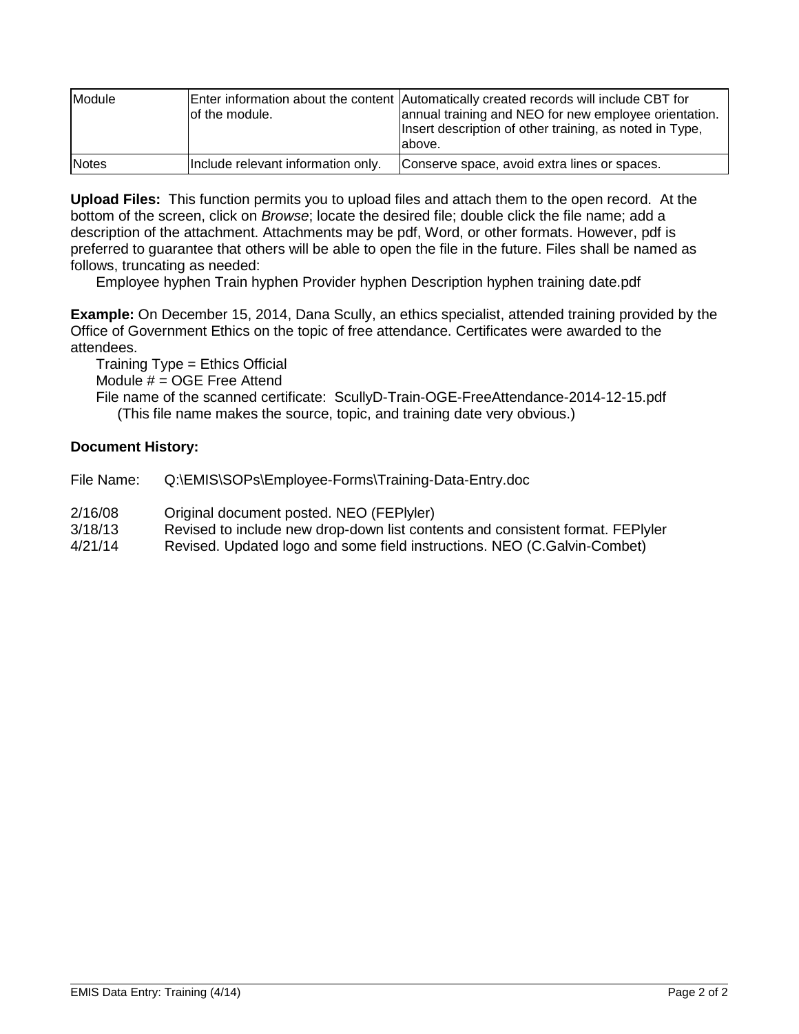| | | |
|---|---|---|
| Module | Enter information about the content of the module. | Automatically created records will include CBT for annual training and NEO for new employee orientation. Insert description of other training, as noted in Type, above. |
| Notes | Include relevant information only. | Conserve space, avoid extra lines or spaces. |

**Upload Files:** This function permits you to upload files and attach them to the open record. At the bottom of the screen, click on *Browse*; locate the desired file; double click the file name; add a description of the attachment. Attachments may be pdf, Word, or other formats. However, pdf is preferred to guarantee that others will be able to open the file in the future. Files shall be named as follows, truncating as needed:

Employee hyphen Train hyphen Provider hyphen Description hyphen training date.pdf

**Example:** On December 15, 2014, Dana Scully, an ethics specialist, attended training provided by the Office of Government Ethics on the topic of free attendance. Certificates were awarded to the attendees.

Training Type = Ethics Official
Module # = OGE Free Attend
File name of the scanned certificate: ScullyD-Train-OGE-FreeAttendance-2014-12-15.pdf
(This file name makes the source, topic, and training date very obvious.)

**Document History:**

File Name: Q:\EMIS\SOPs\Employee-Forms\Training-Data-Entry.doc

2/16/08 Original document posted. NEO (FEPlyler)
3/18/13 Revised to include new drop-down list contents and consistent format. FEPlyler
4/21/14 Revised. Updated logo and some field instructions. NEO (C.Galvin-Combet)